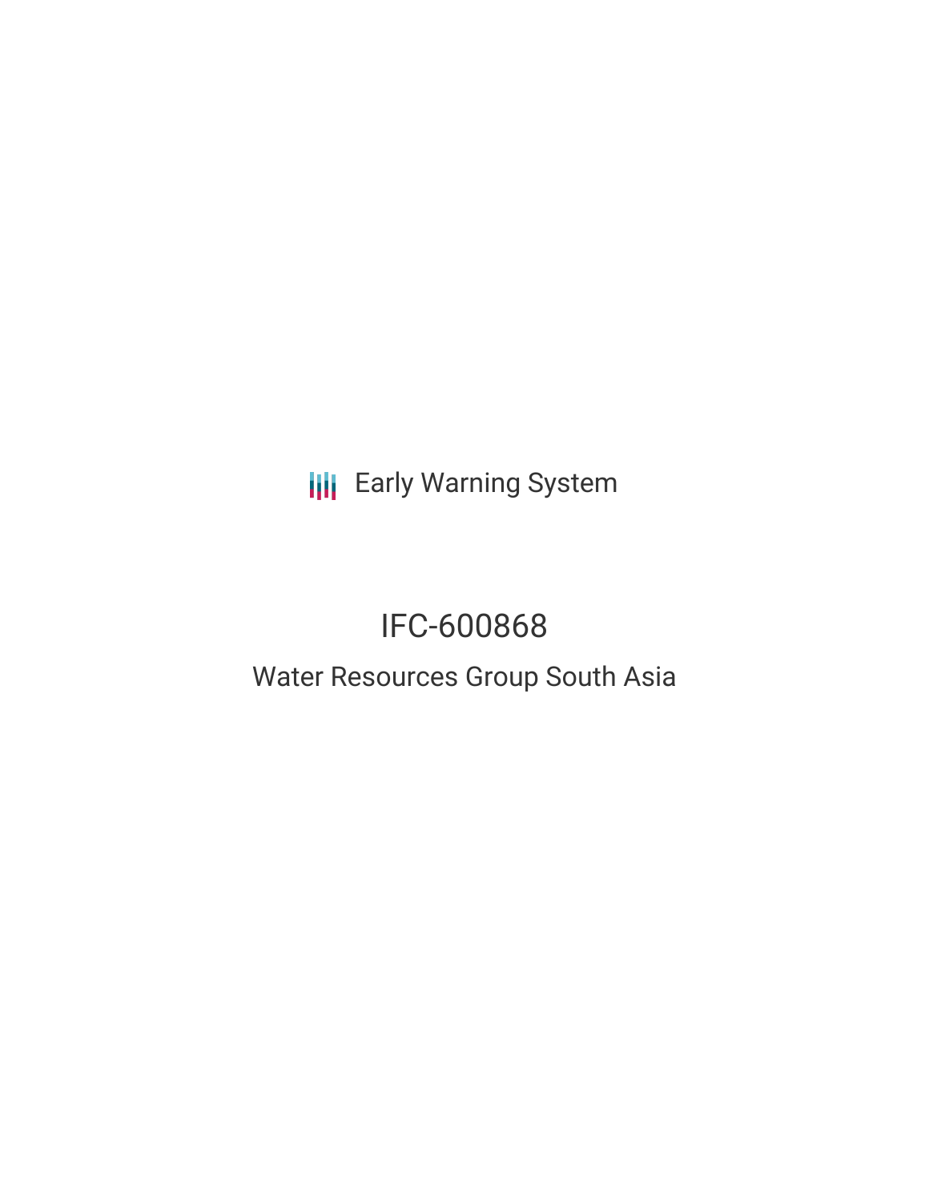Early Warning System

# IFC-600868

## Water Resources Group South Asia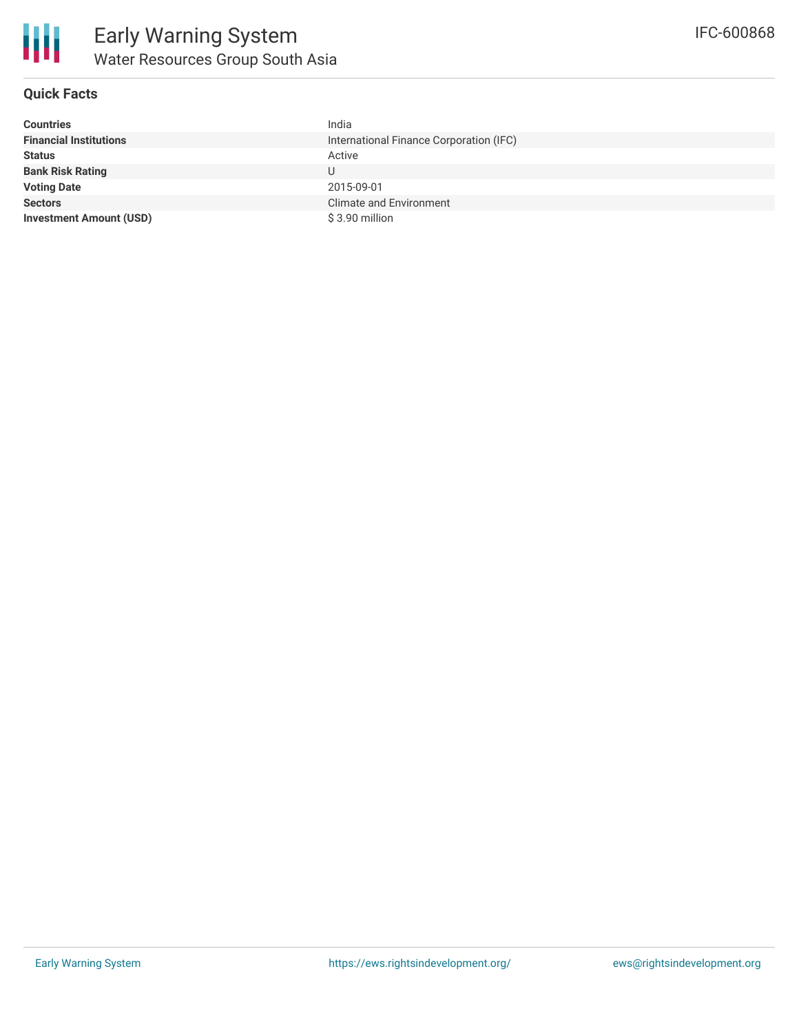# Early Warning System

## Water Resources Group South Asia

IFC-600868

### Quick Facts

| | |
|---|---|
| **Countries** | India |
| **Financial Institutions** | International Finance Corporation (IFC) |
| **Status** | Active |
| **Bank Risk Rating** | U |
| **Voting Date** | 2015-09-01 |
| **Sectors** | Climate and Environment |
| **Investment Amount (USD)** | $ 3.90 million |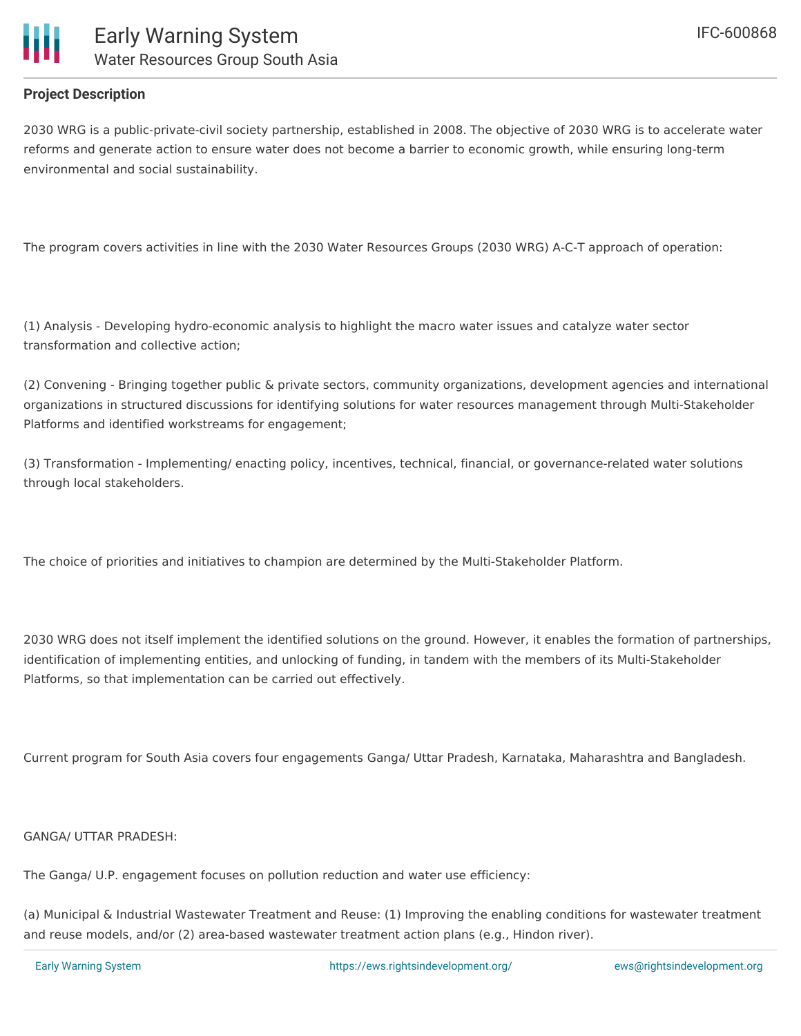**Project Description**

2030 WRG is a public-private-civil society partnership, established in 2008. The objective of 2030 WRG is to accelerate water reforms and generate action to ensure water does not become a barrier to economic growth, while ensuring long-term environmental and social sustainability.

The program covers activities in line with the 2030 Water Resources Groups (2030 WRG) A-C-T approach of operation:

(1) Analysis - Developing hydro-economic analysis to highlight the macro water issues and catalyze water sector transformation and collective action;

(2) Convening - Bringing together public & private sectors, community organizations, development agencies and international organizations in structured discussions for identifying solutions for water resources management through Multi-Stakeholder Platforms and identified workstreams for engagement;

(3) Transformation - Implementing/ enacting policy, incentives, technical, financial, or governance-related water solutions through local stakeholders.

The choice of priorities and initiatives to champion are determined by the Multi-Stakeholder Platform.

2030 WRG does not itself implement the identified solutions on the ground. However, it enables the formation of partnerships, identification of implementing entities, and unlocking of funding, in tandem with the members of its Multi-Stakeholder Platforms, so that implementation can be carried out effectively.

Current program for South Asia covers four engagements Ganga/ Uttar Pradesh, Karnataka, Maharashtra and Bangladesh.

GANGA/ UTTAR PRADESH:

The Ganga/ U.P. engagement focuses on pollution reduction and water use efficiency:

(a) Municipal & Industrial Wastewater Treatment and Reuse: (1) Improving the enabling conditions for wastewater treatment and reuse models, and/or (2) area-based wastewater treatment action plans (e.g., Hindon river).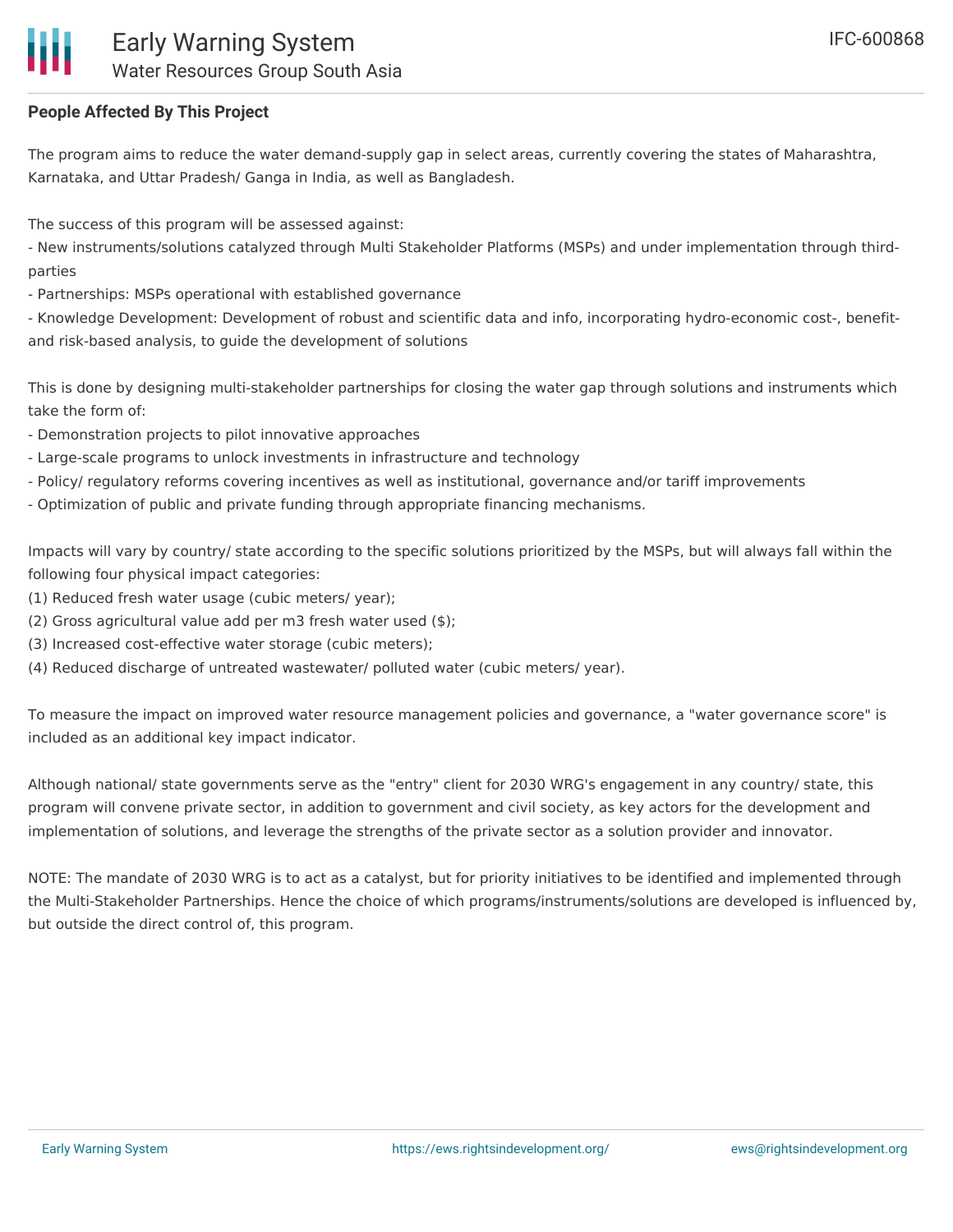### People Affected By This Project

The program aims to reduce the water demand-supply gap in select areas, currently covering the states of Maharashtra, Karnataka, and Uttar Pradesh/ Ganga in India, as well as Bangladesh.

The success of this program will be assessed against:
- New instruments/solutions catalyzed through Multi Stakeholder Platforms (MSPs) and under implementation through third-parties
- Partnerships: MSPs operational with established governance
- Knowledge Development: Development of robust and scientific data and info, incorporating hydro-economic cost-, benefit- and risk-based analysis, to guide the development of solutions

This is done by designing multi-stakeholder partnerships for closing the water gap through solutions and instruments which take the form of:
- Demonstration projects to pilot innovative approaches
- Large-scale programs to unlock investments in infrastructure and technology
- Policy/ regulatory reforms covering incentives as well as institutional, governance and/or tariff improvements
- Optimization of public and private funding through appropriate financing mechanisms.

Impacts will vary by country/ state according to the specific solutions prioritized by the MSPs, but will always fall within the following four physical impact categories:
(1) Reduced fresh water usage (cubic meters/ year);
(2) Gross agricultural value add per m3 fresh water used ($);
(3) Increased cost-effective water storage (cubic meters);
(4) Reduced discharge of untreated wastewater/ polluted water (cubic meters/ year).

To measure the impact on improved water resource management policies and governance, a "water governance score" is included as an additional key impact indicator.

Although national/ state governments serve as the "entry" client for 2030 WRG's engagement in any country/ state, this program will convene private sector, in addition to government and civil society, as key actors for the development and implementation of solutions, and leverage the strengths of the private sector as a solution provider and innovator.

NOTE: The mandate of 2030 WRG is to act as a catalyst, but for priority initiatives to be identified and implemented through the Multi-Stakeholder Partnerships. Hence the choice of which programs/instruments/solutions are developed is influenced by, but outside the direct control of, this program.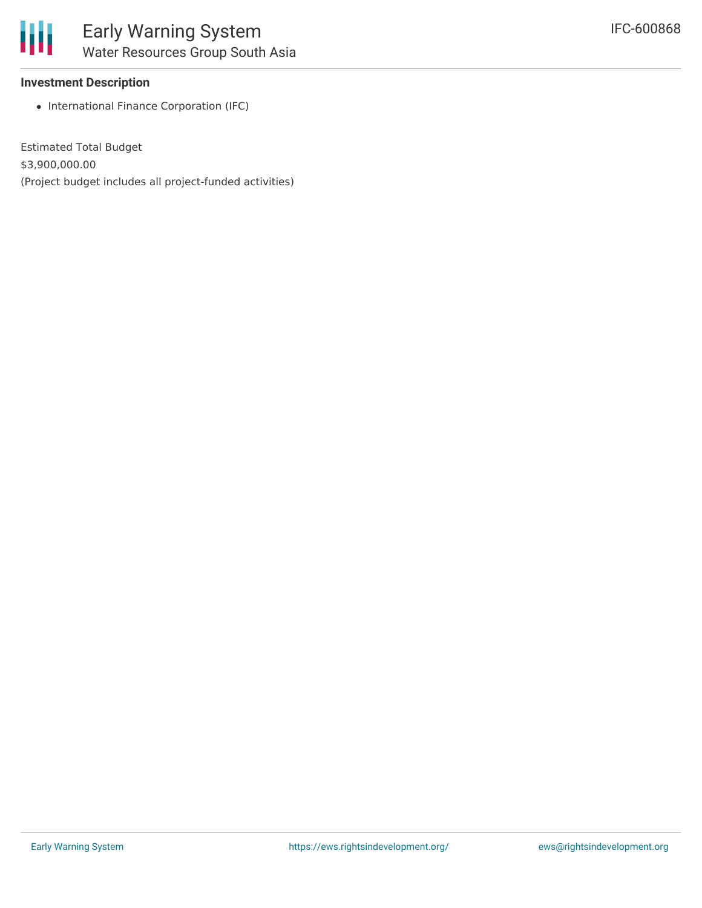### Investment Description

- International Finance Corporation (IFC)

Estimated Total Budget

$3,900,000.00

(Project budget includes all project-funded activities)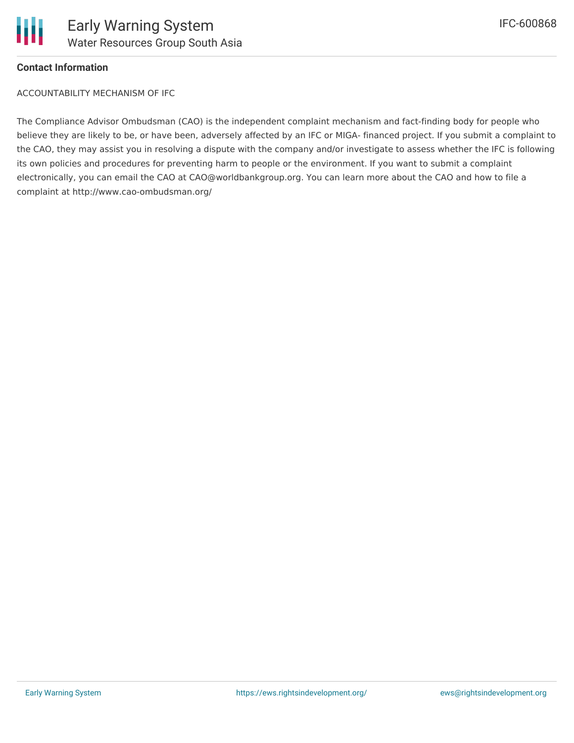## Contact Information

ACCOUNTABILITY MECHANISM OF IFC

The Compliance Advisor Ombudsman (CAO) is the independent complaint mechanism and fact-finding body for people who believe they are likely to be, or have been, adversely affected by an IFC or MIGA- financed project. If you submit a complaint to the CAO, they may assist you in resolving a dispute with the company and/or investigate to assess whether the IFC is following its own policies and procedures for preventing harm to people or the environment. If you want to submit a complaint electronically, you can email the CAO at CAO@worldbankgroup.org. You can learn more about the CAO and how to file a complaint at http://www.cao-ombudsman.org/